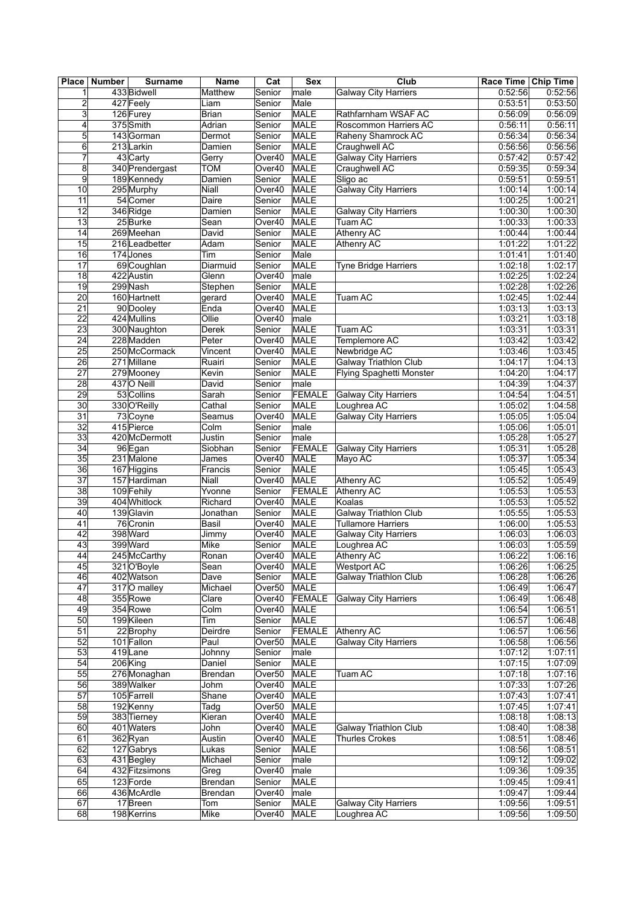| Place | Number | Surname | Name | Cat | Sex | Club | Race Time | Chip Time |
|---|---|---|---|---|---|---|---|---|
| 1 | 433 | Bidwell | Matthew | Senior | male | Galway City Harriers | 0:52:56 | 0:52:56 |
| 2 | 427 | Feely | Liam | Senior | Male | | 0:53:51 | 0:53:50 |
| 3 | 126 | Furey | Brian | Senior | MALE | Rathfarnham WSAF AC | 0:56:09 | 0:56:09 |
| 4 | 375 | Smith | Adrian | Senior | MALE | Roscommon Harriers AC | 0:56:11 | 0:56:11 |
| 5 | 143 | Gorman | Dermot | Senior | MALE | Raheny Shamrock AC | 0:56:34 | 0:56:34 |
| 6 | 213 | Larkin | Damien | Senior | MALE | Craughwell AC | 0:56:56 | 0:56:56 |
| 7 | 43 | Carty | Gerry | Over40 | MALE | Galway City Harriers | 0:57:42 | 0:57:42 |
| 8 | 340 | Prendergast | TOM | Over40 | MALE | Craughwell AC | 0:59:35 | 0:59:34 |
| 9 | 189 | Kennedy | Damien | Senior | MALE | Sligo ac | 0:59:51 | 0:59:51 |
| 10 | 295 | Murphy | Niall | Over40 | MALE | Galway City Harriers | 1:00:14 | 1:00:14 |
| 11 | 54 | Comer | Daire | Senior | MALE | | 1:00:25 | 1:00:21 |
| 12 | 346 | Ridge | Damien | Senior | MALE | Galway City Harriers | 1:00:30 | 1:00:30 |
| 13 | 25 | Burke | Sean | Over40 | MALE | Tuam AC | 1:00:33 | 1:00:33 |
| 14 | 269 | Meehan | David | Senior | MALE | Athenry AC | 1:00:44 | 1:00:44 |
| 15 | 216 | Leadbetter | Adam | Senior | MALE | Athenry AC | 1:01:22 | 1:01:22 |
| 16 | 174 | Jones | Tim | Senior | Male | | 1:01:41 | 1:01:40 |
| 17 | 69 | Coughlan | Diarmuid | Senior | MALE | Tyne Bridge Harriers | 1:02:18 | 1:02:17 |
| 18 | 422 | Austin | Glenn | Over40 | male | | 1:02:25 | 1:02:24 |
| 19 | 299 | Nash | Stephen | Senior | MALE | | 1:02:28 | 1:02:26 |
| 20 | 160 | Hartnett | gerard | Over40 | MALE | Tuam AC | 1:02:45 | 1:02:44 |
| 21 | 90 | Dooley | Enda | Over40 | MALE | | 1:03:13 | 1:03:13 |
| 22 | 424 | Mullins | Ollie | Over40 | male | | 1:03:21 | 1:03:18 |
| 23 | 300 | Naughton | Derek | Senior | MALE | Tuam AC | 1:03:31 | 1:03:31 |
| 24 | 228 | Madden | Peter | Over40 | MALE | Templemore AC | 1:03:42 | 1:03:42 |
| 25 | 250 | McCormack | Vincent | Over40 | MALE | Newbridge AC | 1:03:46 | 1:03:45 |
| 26 | 271 | Millane | Ruairi | Senior | MALE | Galway Triathlon Club | 1:04:17 | 1:04:13 |
| 27 | 279 | Mooney | Kevin | Senior | MALE | Flying Spaghetti Monster | 1:04:20 | 1:04:17 |
| 28 | 437 | O Neill | David | Senior | male | | 1:04:39 | 1:04:37 |
| 29 | 53 | Collins | Sarah | Senior | FEMALE | Galway City Harriers | 1:04:54 | 1:04:51 |
| 30 | 330 | O'Reilly | Cathal | Senior | MALE | Loughrea AC | 1:05:02 | 1:04:58 |
| 31 | 73 | Coyne | Seamus | Over40 | MALE | Galway City Harriers | 1:05:05 | 1:05:04 |
| 32 | 415 | Pierce | Colm | Senior | male | | 1:05:06 | 1:05:01 |
| 33 | 420 | McDermott | Justin | Senior | male | | 1:05:28 | 1:05:27 |
| 34 | 96 | Egan | Siobhan | Senior | FEMALE | Galway City Harriers | 1:05:31 | 1:05:28 |
| 35 | 231 | Malone | James | Over40 | MALE | Mayo AC | 1:05:37 | 1:05:34 |
| 36 | 167 | Higgins | Francis | Senior | MALE | | 1:05:45 | 1:05:43 |
| 37 | 157 | Hardiman | Niall | Over40 | MALE | Athenry AC | 1:05:52 | 1:05:49 |
| 38 | 109 | Fehily | Yvonne | Senior | FEMALE | Athenry AC | 1:05:53 | 1:05:53 |
| 39 | 404 | Whitlock | Richard | Over40 | MALE | Koalas | 1:05:53 | 1:05:52 |
| 40 | 139 | Glavin | Jonathan | Senior | MALE | Galway Triathlon Club | 1:05:55 | 1:05:53 |
| 41 | 76 | Cronin | Basil | Over40 | MALE | Tullamore Harriers | 1:06:00 | 1:05:53 |
| 42 | 398 | Ward | Jimmy | Over40 | MALE | Galway City Harriers | 1:06:03 | 1:06:03 |
| 43 | 399 | Ward | Mike | Senior | MALE | Loughrea AC | 1:06:03 | 1:05:59 |
| 44 | 245 | McCarthy | Ronan | Over40 | MALE | Athenry AC | 1:06:22 | 1:06:16 |
| 45 | 321 | O'Boyle | Sean | Over40 | MALE | Westport AC | 1:06:26 | 1:06:25 |
| 46 | 402 | Watson | Dave | Senior | MALE | Galway Triathlon Club | 1:06:28 | 1:06:26 |
| 47 | 317 | O malley | Michael | Over50 | MALE | | 1:06:49 | 1:06:47 |
| 48 | 355 | Rowe | Clare | Over40 | FEMALE | Galway City Harriers | 1:06:49 | 1:06:48 |
| 49 | 354 | Rowe | Colm | Over40 | MALE | | 1:06:54 | 1:06:51 |
| 50 | 199 | Kileen | Tim | Senior | MALE | | 1:06:57 | 1:06:48 |
| 51 | 22 | Brophy | Deirdre | Senior | FEMALE | Athenry AC | 1:06:57 | 1:06:56 |
| 52 | 101 | Fallon | Paul | Over50 | MALE | Galway City Harriers | 1:06:58 | 1:06:56 |
| 53 | 419 | Lane | Johnny | Senior | male | | 1:07:12 | 1:07:11 |
| 54 | 206 | King | Daniel | Senior | MALE | | 1:07:15 | 1:07:09 |
| 55 | 276 | Monaghan | Brendan | Over50 | MALE | Tuam AC | 1:07:18 | 1:07:16 |
| 56 | 389 | Walker | Johm | Over40 | MALE | | 1:07:33 | 1:07:26 |
| 57 | 105 | Farrell | Shane | Over40 | MALE | | 1:07:43 | 1:07:41 |
| 58 | 192 | Kenny | Tadg | Over50 | MALE | | 1:07:45 | 1:07:41 |
| 59 | 383 | Tierney | Kieran | Over40 | MALE | | 1:08:18 | 1:08:13 |
| 60 | 401 | Waters | John | Over40 | MALE | Galway Triathlon Club | 1:08:40 | 1:08:38 |
| 61 | 362 | Ryan | Austin | Over40 | MALE | Thurles Crokes | 1:08:51 | 1:08:46 |
| 62 | 127 | Gabrys | Lukas | Senior | MALE | | 1:08:56 | 1:08:51 |
| 63 | 431 | Begley | Michael | Senior | male | | 1:09:12 | 1:09:02 |
| 64 | 432 | Fitzsimons | Greg | Over40 | male | | 1:09:36 | 1:09:35 |
| 65 | 123 | Forde | Brendan | Senior | MALE | | 1:09:45 | 1:09:41 |
| 66 | 436 | McArdle | Brendan | Over40 | male | | 1:09:47 | 1:09:44 |
| 67 | 17 | Breen | Tom | Senior | MALE | Galway City Harriers | 1:09:56 | 1:09:51 |
| 68 | 198 | Kerrins | Mike | Over40 | MALE | Loughrea AC | 1:09:56 | 1:09:50 |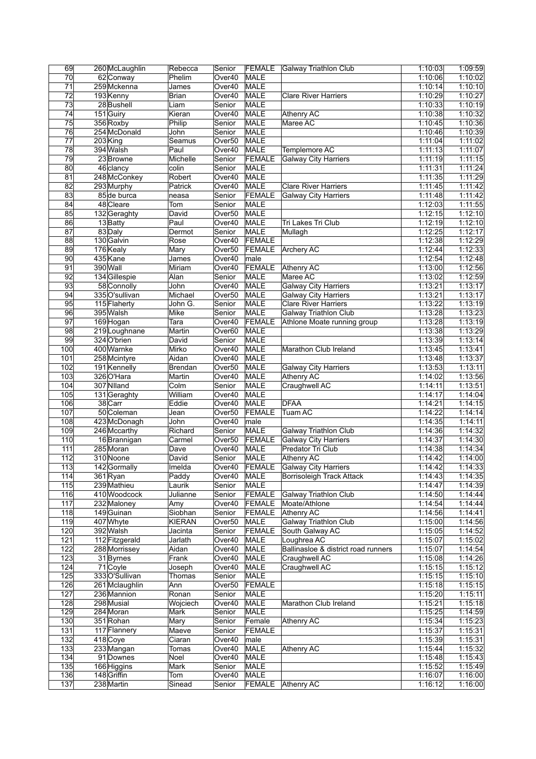| 69 | 260 | McLaughlin | Rebecca | Senior | FEMALE | Galway Triathlon Club | 1:10:03 | 1:09:59 |
|---|---|---|---|---|---|---|---|---|
| 70 | 62 | Conway | Phelim | Over40 | MALE | | 1:10:06 | 1:10:02 |
| 71 | 259 | Mckenna | James | Over40 | MALE | | 1:10:14 | 1:10:10 |
| 72 | 193 | Kenny | Brian | Over40 | MALE | Clare River Harriers | 1:10:29 | 1:10:27 |
| 73 | 28 | Bushell | Liam | Senior | MALE | | 1:10:33 | 1:10:19 |
| 74 | 151 | Guiry | Kieran | Over40 | MALE | Athenry AC | 1:10:38 | 1:10:32 |
| 75 | 356 | Roxby | Philip | Senior | MALE | Maree AC | 1:10:45 | 1:10:36 |
| 76 | 254 | McDonald | John | Senior | MALE | | 1:10:46 | 1:10:39 |
| 77 | 203 | King | Seamus | Over50 | MALE | | 1:11:04 | 1:11:02 |
| 78 | 394 | Walsh | Paul | Over40 | MALE | Templemore AC | 1:11:13 | 1:11:07 |
| 79 | 23 | Browne | Michelle | Senior | FEMALE | Galway City Harriers | 1:11:19 | 1:11:15 |
| 80 | 46 | clancy | colin | Senior | MALE | | 1:11:31 | 1:11:24 |
| 81 | 248 | McConkey | Robert | Over40 | MALE | | 1:11:35 | 1:11:29 |
| 82 | 293 | Murphy | Patrick | Over40 | MALE | Clare River Harriers | 1:11:45 | 1:11:42 |
| 83 | 85 | de burca | neasa | Senior | FEMALE | Galway City Harriers | 1:11:48 | 1:11:42 |
| 84 | 48 | Cleare | Tom | Senior | MALE | | 1:12:03 | 1:11:55 |
| 85 | 132 | Geraghty | David | Over50 | MALE | | 1:12:15 | 1:12:10 |
| 86 | 13 | Batty | Paul | Over40 | MALE | Tri Lakes Tri Club | 1:12:19 | 1:12:10 |
| 87 | 83 | Daly | Dermot | Senior | MALE | Mullagh | 1:12:25 | 1:12:17 |
| 88 | 130 | Galvin | Rose | Over40 | FEMALE | | 1:12:38 | 1:12:29 |
| 89 | 176 | Kealy | Mary | Over50 | FEMALE | Archery AC | 1:12:44 | 1:12:33 |
| 90 | 435 | Kane | James | Over40 | male | | 1:12:54 | 1:12:48 |
| 91 | 390 | Wall | Miriam | Over40 | FEMALE | Athenry AC | 1:13:00 | 1:12:56 |
| 92 | 134 | Gillespie | Alan | Senior | MALE | Maree AC | 1:13:02 | 1:12:59 |
| 93 | 58 | Connolly | John | Over40 | MALE | Galway City Harriers | 1:13:21 | 1:13:17 |
| 94 | 335 | O'sullivan | Michael | Over50 | MALE | Galway City Harriers | 1:13:21 | 1:13:17 |
| 95 | 115 | Flaherty | John G. | Senior | MALE | Clare River Harriers | 1:13:22 | 1:13:19 |
| 96 | 395 | Walsh | Mike | Senior | MALE | Galway Triathlon Club | 1:13:28 | 1:13:23 |
| 97 | 169 | Hogan | Tara | Over40 | FEMALE | Athlone Moate running group | 1:13:28 | 1:13:19 |
| 98 | 219 | Loughnane | Martin | Over60 | MALE | | 1:13:38 | 1:13:29 |
| 99 | 324 | O'brien | David | Senior | MALE | | 1:13:39 | 1:13:14 |
| 100 | 400 | Warnke | Mirko | Over40 | MALE | Marathon Club Ireland | 1:13:45 | 1:13:41 |
| 101 | 258 | Mcintyre | Aidan | Over40 | MALE | | 1:13:48 | 1:13:37 |
| 102 | 191 | Kennelly | Brendan | Over50 | MALE | Galway City Harriers | 1:13:53 | 1:13:11 |
| 103 | 326 | O'Hara | Martin | Over40 | MALE | Athenry AC | 1:14:02 | 1:13:56 |
| 104 | 307 | NIland | Colm | Senior | MALE | Craughwell AC | 1:14:11 | 1:13:51 |
| 105 | 131 | Geraghty | William | Over40 | MALE | | 1:14:17 | 1:14:04 |
| 106 | 38 | Carr | Eddie | Over40 | MALE | DFAA | 1:14:21 | 1:14:15 |
| 107 | 50 | Coleman | Jean | Over50 | FEMALE | Tuam AC | 1:14:22 | 1:14:14 |
| 108 | 423 | McDonagh | John | Over40 | male | | 1:14:35 | 1:14:11 |
| 109 | 246 | Mccarthy | Richard | Senior | MALE | Galway Triathlon Club | 1:14:36 | 1:14:32 |
| 110 | 16 | Brannigan | Carmel | Over50 | FEMALE | Galway City Harriers | 1:14:37 | 1:14:30 |
| 111 | 285 | Moran | Dave | Over40 | MALE | Predator Tri Club | 1:14:38 | 1:14:34 |
| 112 | 310 | Noone | David | Senior | MALE | Athenry AC | 1:14:42 | 1:14:00 |
| 113 | 142 | Gormally | Imelda | Over40 | FEMALE | Galway City Harriers | 1:14:42 | 1:14:33 |
| 114 | 361 | Ryan | Paddy | Over40 | MALE | Borrisoleigh Track Attack | 1:14:43 | 1:14:35 |
| 115 | 239 | Mathieu | Laurik | Senior | MALE | | 1:14:47 | 1:14:39 |
| 116 | 410 | Woodcock | Julianne | Senior | FEMALE | Galway Triathlon Club | 1:14:50 | 1:14:44 |
| 117 | 232 | Maloney | Amy | Over40 | FEMALE | Moate/Athlone | 1:14:54 | 1:14:44 |
| 118 | 149 | Guinan | Siobhan | Senior | FEMALE | Athenry AC | 1:14:56 | 1:14:41 |
| 119 | 407 | Whyte | KIERAN | Over50 | MALE | Galway Triathlon Club | 1:15:00 | 1:14:56 |
| 120 | 392 | Walsh | Jacinta | Senior | FEMALE | South Galway AC | 1:15:05 | 1:14:52 |
| 121 | 112 | Fitzgerald | Jarlath | Over40 | MALE | Loughrea AC | 1:15:07 | 1:15:02 |
| 122 | 288 | Morrissey | Aidan | Over40 | MALE | Ballinasloe & district road runners | 1:15:07 | 1:14:54 |
| 123 | 31 | Byrnes | Frank | Over40 | MALE | Craughwell AC | 1:15:08 | 1:14:26 |
| 124 | 71 | Coyle | Joseph | Over40 | MALE | Craughwell AC | 1:15:15 | 1:15:12 |
| 125 | 333 | O'Sullivan | Thomas | Senior | MALE | | 1:15:15 | 1:15:10 |
| 126 | 261 | Mclaughlin | Ann | Over50 | FEMALE | | 1:15:18 | 1:15:15 |
| 127 | 236 | Mannion | Ronan | Senior | MALE | | 1:15:20 | 1:15:11 |
| 128 | 298 | Musial | Wojciech | Over40 | MALE | Marathon Club Ireland | 1:15:21 | 1:15:18 |
| 129 | 284 | Moran | Mark | Senior | MALE | | 1:15:25 | 1:14:59 |
| 130 | 351 | Rohan | Mary | Senior | Female | Athenry AC | 1:15:34 | 1:15:23 |
| 131 | 117 | Flannery | Maeve | Senior | FEMALE | | 1:15:37 | 1:15:31 |
| 132 | 418 | Coye | Ciaran | Over40 | male | | 1:15:39 | 1:15:31 |
| 133 | 233 | Mangan | Tomas | Over40 | MALE | Athenry AC | 1:15:44 | 1:15:32 |
| 134 | 91 | Downes | Noel | Over40 | MALE | | 1:15:48 | 1:15:43 |
| 135 | 166 | Higgins | Mark | Senior | MALE | | 1:15:52 | 1:15:49 |
| 136 | 148 | Griffin | Tom | Over40 | MALE | | 1:16:07 | 1:16:00 |
| 137 | 238 | Martin | Sinead | Senior | FEMALE | Athenry AC | 1:16:12 | 1:16:00 |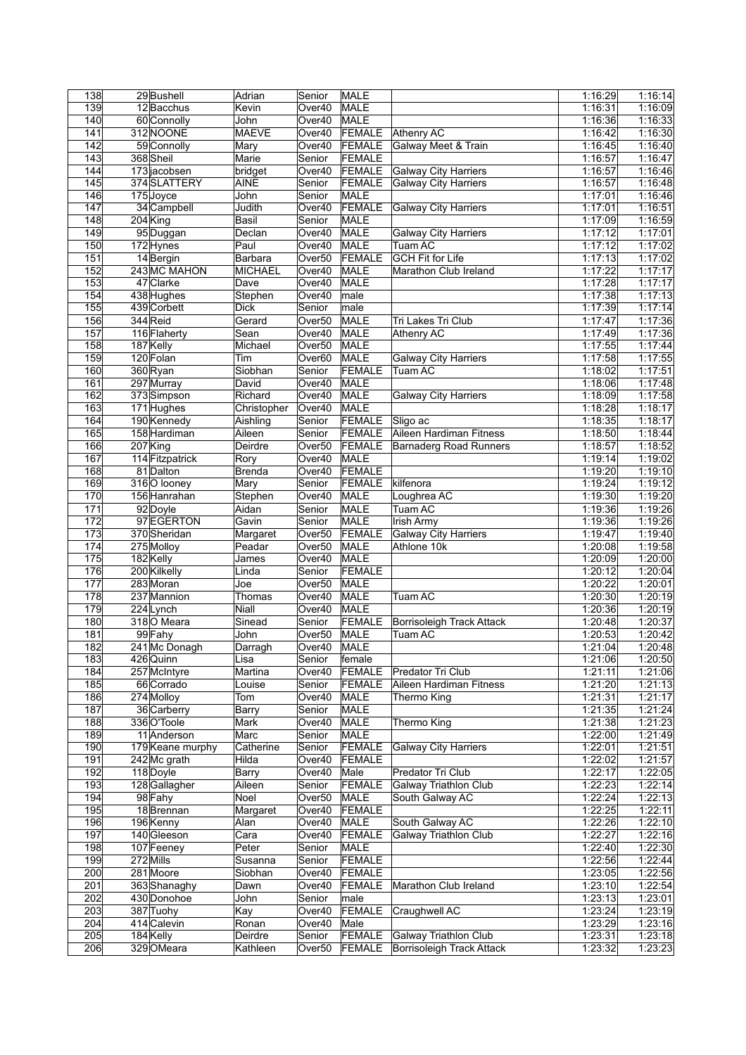| 138 | 29 | Bushell | Adrian | Senior | MALE | | 1:16:29 | 1:16:14 |
|---|---|---|---|---|---|---|---|---|
| 139 | 12 | Bacchus | Kevin | Over40 | MALE | | 1:16:31 | 1:16:09 |
| 140 | 60 | Connolly | John | Over40 | MALE | | 1:16:36 | 1:16:33 |
| 141 | 312 | NOONE | MAEVE | Over40 | FEMALE | Athenry AC | 1:16:42 | 1:16:30 |
| 142 | 59 | Connolly | Mary | Over40 | FEMALE | Galway Meet & Train | 1:16:45 | 1:16:40 |
| 143 | 368 | Sheil | Marie | Senior | FEMALE | | 1:16:57 | 1:16:47 |
| 144 | 173 | jacobsen | bridget | Over40 | FEMALE | Galway City Harriers | 1:16:57 | 1:16:46 |
| 145 | 374 | SLATTERY | AINE | Senior | FEMALE | Galway City Harriers | 1:16:57 | 1:16:48 |
| 146 | 175 | Joyce | John | Senior | MALE | | 1:17:01 | 1:16:46 |
| 147 | 34 | Campbell | Judith | Over40 | FEMALE | Galway City Harriers | 1:17:01 | 1:16:51 |
| 148 | 204 | King | Basil | Senior | MALE | | 1:17:09 | 1:16:59 |
| 149 | 95 | Duggan | Declan | Over40 | MALE | Galway City Harriers | 1:17:12 | 1:17:01 |
| 150 | 172 | Hynes | Paul | Over40 | MALE | Tuam AC | 1:17:12 | 1:17:02 |
| 151 | 14 | Bergin | Barbara | Over50 | FEMALE | GCH Fit for Life | 1:17:13 | 1:17:02 |
| 152 | 243 | MC MAHON | MICHAEL | Over40 | MALE | Marathon Club Ireland | 1:17:22 | 1:17:17 |
| 153 | 47 | Clarke | Dave | Over40 | MALE | | 1:17:28 | 1:17:17 |
| 154 | 438 | Hughes | Stephen | Over40 | male | | 1:17:38 | 1:17:13 |
| 155 | 439 | Corbett | Dick | Senior | male | | 1:17:39 | 1:17:14 |
| 156 | 344 | Reid | Gerard | Over50 | MALE | Tri Lakes Tri Club | 1:17:47 | 1:17:36 |
| 157 | 116 | Flaherty | Sean | Over40 | MALE | Athenry AC | 1:17:49 | 1:17:36 |
| 158 | 187 | Kelly | Michael | Over50 | MALE | | 1:17:55 | 1:17:44 |
| 159 | 120 | Folan | Tim | Over60 | MALE | Galway City Harriers | 1:17:58 | 1:17:55 |
| 160 | 360 | Ryan | Siobhan | Senior | FEMALE | Tuam AC | 1:18:02 | 1:17:51 |
| 161 | 297 | Murray | David | Over40 | MALE | | 1:18:06 | 1:17:48 |
| 162 | 373 | Simpson | Richard | Over40 | MALE | Galway City Harriers | 1:18:09 | 1:17:58 |
| 163 | 171 | Hughes | Christopher | Over40 | MALE | | 1:18:28 | 1:18:17 |
| 164 | 190 | Kennedy | Aishling | Senior | FEMALE | Sligo ac | 1:18:35 | 1:18:17 |
| 165 | 158 | Hardiman | Aileen | Senior | FEMALE | Aileen Hardiman Fitness | 1:18:50 | 1:18:44 |
| 166 | 207 | King | Deirdre | Over50 | FEMALE | Barnaderg Road Runners | 1:18:57 | 1:18:52 |
| 167 | 114 | Fitzpatrick | Rory | Over40 | MALE | | 1:19:14 | 1:19:02 |
| 168 | 81 | Dalton | Brenda | Over40 | FEMALE | | 1:19:20 | 1:19:10 |
| 169 | 316 | O looney | Mary | Senior | FEMALE | kilfenora | 1:19:24 | 1:19:12 |
| 170 | 156 | Hanrahan | Stephen | Over40 | MALE | Loughrea AC | 1:19:30 | 1:19:20 |
| 171 | 92 | Doyle | Aidan | Senior | MALE | Tuam AC | 1:19:36 | 1:19:26 |
| 172 | 97 | EGERTON | Gavin | Senior | MALE | Irish Army | 1:19:36 | 1:19:26 |
| 173 | 370 | Sheridan | Margaret | Over50 | FEMALE | Galway City Harriers | 1:19:47 | 1:19:40 |
| 174 | 275 | Molloy | Peadar | Over50 | MALE | Athlone 10k | 1:20:08 | 1:19:58 |
| 175 | 182 | Kelly | James | Over40 | MALE | | 1:20:09 | 1:20:00 |
| 176 | 200 | Kilkelly | Linda | Senior | FEMALE | | 1:20:12 | 1:20:04 |
| 177 | 283 | Moran | Joe | Over50 | MALE | | 1:20:22 | 1:20:01 |
| 178 | 237 | Mannion | Thomas | Over40 | MALE | Tuam AC | 1:20:30 | 1:20:19 |
| 179 | 224 | Lynch | Niall | Over40 | MALE | | 1:20:36 | 1:20:19 |
| 180 | 318 | O Meara | Sinead | Senior | FEMALE | Borrisoleigh Track Attack | 1:20:48 | 1:20:37 |
| 181 | 99 | Fahy | John | Over50 | MALE | Tuam AC | 1:20:53 | 1:20:42 |
| 182 | 241 | Mc Donagh | Darragh | Over40 | MALE | | 1:21:04 | 1:20:48 |
| 183 | 426 | Quinn | Lisa | Senior | female | | 1:21:06 | 1:20:50 |
| 184 | 257 | McIntyre | Martina | Over40 | FEMALE | Predator Tri Club | 1:21:11 | 1:21:06 |
| 185 | 66 | Corrado | Louise | Senior | FEMALE | Aileen Hardiman Fitness | 1:21:20 | 1:21:13 |
| 186 | 274 | Molloy | Tom | Over40 | MALE | Thermo King | 1:21:31 | 1:21:17 |
| 187 | 36 | Carberry | Barry | Senior | MALE | | 1:21:35 | 1:21:24 |
| 188 | 336 | O'Toole | Mark | Over40 | MALE | Thermo King | 1:21:38 | 1:21:23 |
| 189 | 11 | Anderson | Marc | Senior | MALE | | 1:22:00 | 1:21:49 |
| 190 | 179 | Keane murphy | Catherine | Senior | FEMALE | Galway City Harriers | 1:22:01 | 1:21:51 |
| 191 | 242 | Mc grath | Hilda | Over40 | FEMALE | | 1:22:02 | 1:21:57 |
| 192 | 118 | Doyle | Barry | Over40 | Male | Predator Tri Club | 1:22:17 | 1:22:05 |
| 193 | 128 | Gallagher | Aileen | Senior | FEMALE | Galway Triathlon Club | 1:22:23 | 1:22:14 |
| 194 | 98 | Fahy | Noel | Over50 | MALE | South Galway AC | 1:22:24 | 1:22:13 |
| 195 | 18 | Brennan | Margaret | Over40 | FEMALE | | 1:22:25 | 1:22:11 |
| 196 | 196 | Kenny | Alan | Over40 | MALE | South Galway AC | 1:22:26 | 1:22:10 |
| 197 | 140 | Gleeson | Cara | Over40 | FEMALE | Galway Triathlon Club | 1:22:27 | 1:22:16 |
| 198 | 107 | Feeney | Peter | Senior | MALE | | 1:22:40 | 1:22:30 |
| 199 | 272 | Mills | Susanna | Senior | FEMALE | | 1:22:56 | 1:22:44 |
| 200 | 281 | Moore | Siobhan | Over40 | FEMALE | | 1:23:05 | 1:22:56 |
| 201 | 363 | Shanaghy | Dawn | Over40 | FEMALE | Marathon Club Ireland | 1:23:10 | 1:22:54 |
| 202 | 430 | Donohoe | John | Senior | male | | 1:23:13 | 1:23:01 |
| 203 | 387 | Tuohy | Kay | Over40 | FEMALE | Craughwell AC | 1:23:24 | 1:23:19 |
| 204 | 414 | Calevin | Ronan | Over40 | Male | | 1:23:29 | 1:23:16 |
| 205 | 184 | Kelly | Deirdre | Senior | FEMALE | Galway Triathlon Club | 1:23:31 | 1:23:18 |
| 206 | 329 | OMeara | Kathleen | Over50 | FEMALE | Borrisoleigh Track Attack | 1:23:32 | 1:23:23 |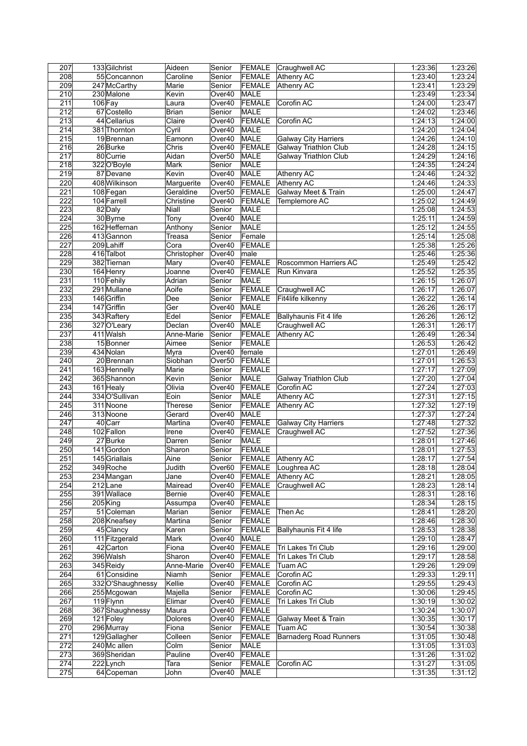| 207 | 133 | Gilchrist | Aideen | Senior | FEMALE | Craughwell AC | 1:23:36 | 1:23:26 |
|---|---|---|---|---|---|---|---|---|
| 208 | 55 | Concannon | Caroline | Senior | FEMALE | Athenry AC | 1:23:40 | 1:23:24 |
| 209 | 247 | McCarthy | Marie | Senior | FEMALE | Athenry AC | 1:23:41 | 1:23:29 |
| 210 | 230 | Malone | Kevin | Over40 | MALE | | 1:23:49 | 1:23:34 |
| 211 | 106 | Fay | Laura | Over40 | FEMALE | Corofin AC | 1:24:00 | 1:23:47 |
| 212 | 67 | Costello | Brian | Senior | MALE | | 1:24:02 | 1:23:46 |
| 213 | 44 | Cellarius | Claire | Over40 | FEMALE | Corofin AC | 1:24:13 | 1:24:00 |
| 214 | 381 | Thornton | Cyril | Over40 | MALE | | 1:24:20 | 1:24:04 |
| 215 | 19 | Brennan | Eamonn | Over40 | MALE | Galway City Harriers | 1:24:26 | 1:24:10 |
| 216 | 26 | Burke | Chris | Over40 | FEMALE | Galway Triathlon Club | 1:24:28 | 1:24:15 |
| 217 | 80 | Currie | Aidan | Over50 | MALE | Galway Triathlon Club | 1:24:29 | 1:24:16 |
| 218 | 322 | O'Boyle | Mark | Senior | MALE | | 1:24:35 | 1:24:24 |
| 219 | 87 | Devane | Kevin | Over40 | MALE | Athenry AC | 1:24:46 | 1:24:32 |
| 220 | 408 | Wilkinson | Marguerite | Over40 | FEMALE | Athenry AC | 1:24:46 | 1:24:33 |
| 221 | 108 | Fegan | Geraldine | Over50 | FEMALE | Galway Meet & Train | 1:25:00 | 1:24:47 |
| 222 | 104 | Farrell | Christine | Over40 | FEMALE | Templemore AC | 1:25:02 | 1:24:49 |
| 223 | 82 | Daly | Niall | Senior | MALE | | 1:25:08 | 1:24:53 |
| 224 | 30 | Byrne | Tony | Over40 | MALE | | 1:25:11 | 1:24:59 |
| 225 | 162 | Heffernan | Anthony | Senior | MALE | | 1:25:12 | 1:24:55 |
| 226 | 413 | Gannon | Treasa | Senior | Female | | 1:25:14 | 1:25:08 |
| 227 | 209 | Lahiff | Cora | Over40 | FEMALE | | 1:25:38 | 1:25:26 |
| 228 | 416 | Talbot | Christopher | Over40 | male | | 1:25:46 | 1:25:36 |
| 229 | 382 | Tiernan | Mary | Over40 | FEMALE | Roscommon Harriers AC | 1:25:49 | 1:25:42 |
| 230 | 164 | Henry | Joanne | Over40 | FEMALE | Run Kinvara | 1:25:52 | 1:25:35 |
| 231 | 110 | Fehily | Adrian | Senior | MALE | | 1:26:15 | 1:26:07 |
| 232 | 291 | Mullane | Aoife | Senior | FEMALE | Craughwell AC | 1:26:17 | 1:26:07 |
| 233 | 146 | Griffin | Dee | Senior | FEMALE | Fit4life kilkenny | 1:26:22 | 1:26:14 |
| 234 | 147 | Griffin | Ger | Over40 | MALE | | 1:26:26 | 1:26:17 |
| 235 | 343 | Raftery | Edel | Senior | FEMALE | Ballyhaunis Fit 4 life | 1:26:26 | 1:26:12 |
| 236 | 327 | O'Leary | Declan | Over40 | MALE | Craughwell AC | 1:26:31 | 1:26:17 |
| 237 | 411 | Walsh | Anne-Marie | Senior | FEMALE | Athenry AC | 1:26:49 | 1:26:34 |
| 238 | 15 | Bonner | Aimee | Senior | FEMALE | | 1:26:53 | 1:26:42 |
| 239 | 434 | Nolan | Myra | Over40 | female | | 1:27:01 | 1:26:49 |
| 240 | 20 | Brennan | Siobhan | Over50 | FEMALE | | 1:27:01 | 1:26:53 |
| 241 | 163 | Hennelly | Marie | Senior | FEMALE | | 1:27:17 | 1:27:09 |
| 242 | 365 | Shannon | Kevin | Senior | MALE | Galway Triathlon Club | 1:27:20 | 1:27:04 |
| 243 | 161 | Healy | Olivia | Over40 | FEMALE | Corofin AC | 1:27:24 | 1:27:03 |
| 244 | 334 | O'Sullivan | Eoin | Senior | MALE | Athenry AC | 1:27:31 | 1:27:15 |
| 245 | 311 | Noone | Therese | Senior | FEMALE | Athenry AC | 1:27:32 | 1:27:19 |
| 246 | 313 | Noone | Gerard | Over40 | MALE | | 1:27:37 | 1:27:24 |
| 247 | 40 | Carr | Martina | Over40 | FEMALE | Galway City Harriers | 1:27:48 | 1:27:32 |
| 248 | 102 | Fallon | Irene | Over40 | FEMALE | Craughwell AC | 1:27:52 | 1:27:36 |
| 249 | 27 | Burke | Darren | Senior | MALE | | 1:28:01 | 1:27:46 |
| 250 | 141 | Gordon | Sharon | Senior | FEMALE | | 1:28:01 | 1:27:53 |
| 251 | 145 | Griallais | Aine | Senior | FEMALE | Athenry AC | 1:28:17 | 1:27:54 |
| 252 | 349 | Roche | Judith | Over60 | FEMALE | Loughrea AC | 1:28:18 | 1:28:04 |
| 253 | 234 | Mangan | Jane | Over40 | FEMALE | Athenry AC | 1:28:21 | 1:28:05 |
| 254 | 212 | Lane | Mairead | Over40 | FEMALE | Craughwell AC | 1:28:23 | 1:28:14 |
| 255 | 391 | Wallace | Bernie | Over40 | FEMALE | | 1:28:31 | 1:28:16 |
| 256 | 205 | King | Assumpa | Over40 | FEMALE | | 1:28:34 | 1:28:15 |
| 257 | 51 | Coleman | Marian | Senior | FEMALE | Then Ac | 1:28:41 | 1:28:20 |
| 258 | 208 | Kneafsey | Martina | Senior | FEMALE | | 1:28:46 | 1:28:30 |
| 259 | 45 | Clancy | Karen | Senior | FEMALE | Ballyhaunis Fit 4 life | 1:28:53 | 1:28:38 |
| 260 | 111 | Fitzgerald | Mark | Over40 | MALE | | 1:29:10 | 1:28:47 |
| 261 | 42 | Carton | Fiona | Over40 | FEMALE | Tri Lakes Tri Club | 1:29:16 | 1:29:00 |
| 262 | 396 | Walsh | Sharon | Over40 | FEMALE | Tri Lakes Tri Club | 1:29:17 | 1:28:58 |
| 263 | 345 | Reidy | Anne-Marie | Over40 | FEMALE | Tuam AC | 1:29:26 | 1:29:09 |
| 264 | 61 | Considine | Niamh | Senior | FEMALE | Corofin AC | 1:29:33 | 1:29:11 |
| 265 | 332 | O'Shaughnessy | Kellie | Over40 | FEMALE | Corofin AC | 1:29:55 | 1:29:43 |
| 266 | 255 | Mcgowan | Majella | Senior | FEMALE | Corofin AC | 1:30:06 | 1:29:45 |
| 267 | 119 | Flynn | Elimar | Over40 | FEMALE | Tri Lakes Tri Club | 1:30:19 | 1:30:02 |
| 268 | 367 | Shaughnessy | Maura | Over40 | FEMALE | | 1:30:24 | 1:30:07 |
| 269 | 121 | Foley | Dolores | Over40 | FEMALE | Galway Meet & Train | 1:30:35 | 1:30:17 |
| 270 | 296 | Murray | Fiona | Senior | FEMALE | Tuam AC | 1:30:54 | 1:30:38 |
| 271 | 129 | Gallagher | Colleen | Senior | FEMALE | Barnaderg Road Runners | 1:31:05 | 1:30:48 |
| 272 | 240 | Mc allen | Colm | Senior | MALE | | 1:31:05 | 1:31:03 |
| 273 | 369 | Sheridan | Pauline | Over40 | FEMALE | | 1:31:26 | 1:31:02 |
| 274 | 222 | Lynch | Tara | Senior | FEMALE | Corofin AC | 1:31:27 | 1:31:05 |
| 275 | 64 | Copeman | John | Over40 | MALE | | 1:31:35 | 1:31:12 |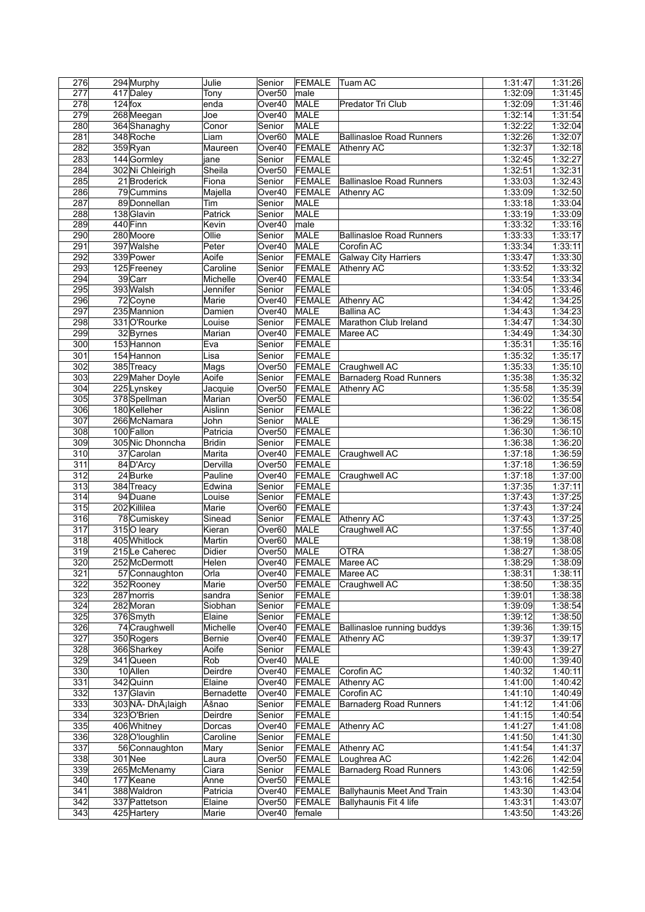| | | | | | | | | |
|---|---|---|---|---|---|---|---|---|
| 276 | 294 | Murphy | Julie | Senior | FEMALE | Tuam AC | 1:31:47 | 1:31:26 |
| 277 | 417 | Daley | Tony | Over50 | male | | 1:32:09 | 1:31:45 |
| 278 | 124 | fox | enda | Over40 | MALE | Predator Tri Club | 1:32:09 | 1:31:46 |
| 279 | 268 | Meegan | Joe | Over40 | MALE | | 1:32:14 | 1:31:54 |
| 280 | 364 | Shanaghy | Conor | Senior | MALE | | 1:32:22 | 1:32:04 |
| 281 | 348 | Roche | Liam | Over60 | MALE | Ballinasloe Road Runners | 1:32:26 | 1:32:07 |
| 282 | 359 | Ryan | Maureen | Over40 | FEMALE | Athenry AC | 1:32:37 | 1:32:18 |
| 283 | 144 | Gormley | jane | Senior | FEMALE | | 1:32:45 | 1:32:27 |
| 284 | 302 | Ni Chleirigh | Sheila | Over50 | FEMALE | | 1:32:51 | 1:32:31 |
| 285 | 21 | Broderick | Fiona | Senior | FEMALE | Ballinasloe Road Runners | 1:33:03 | 1:32:43 |
| 286 | 79 | Cummins | Majella | Over40 | FEMALE | Athenry AC | 1:33:09 | 1:32:50 |
| 287 | 89 | Donnellan | Tim | Senior | MALE | | 1:33:18 | 1:33:04 |
| 288 | 138 | Glavin | Patrick | Senior | MALE | | 1:33:19 | 1:33:09 |
| 289 | 440 | Finn | Kevin | Over40 | male | | 1:33:32 | 1:33:16 |
| 290 | 280 | Moore | Ollie | Senior | MALE | Ballinasloe Road Runners | 1:33:33 | 1:33:17 |
| 291 | 397 | Walshe | Peter | Over40 | MALE | Corofin AC | 1:33:34 | 1:33:11 |
| 292 | 339 | Power | Aoife | Senior | FEMALE | Galway City Harriers | 1:33:47 | 1:33:30 |
| 293 | 125 | Freeney | Caroline | Senior | FEMALE | Athenry AC | 1:33:52 | 1:33:32 |
| 294 | 39 | Carr | Michelle | Over40 | FEMALE | | 1:33:54 | 1:33:34 |
| 295 | 393 | Walsh | Jennifer | Senior | FEMALE | | 1:34:05 | 1:33:46 |
| 296 | 72 | Coyne | Marie | Over40 | FEMALE | Athenry AC | 1:34:42 | 1:34:25 |
| 297 | 235 | Mannion | Damien | Over40 | MALE | Ballina AC | 1:34:43 | 1:34:23 |
| 298 | 331 | O'Rourke | Louise | Senior | FEMALE | Marathon Club Ireland | 1:34:47 | 1:34:30 |
| 299 | 32 | Byrnes | Marian | Over40 | FEMALE | Maree AC | 1:34:49 | 1:34:30 |
| 300 | 153 | Hannon | Eva | Senior | FEMALE | | 1:35:31 | 1:35:16 |
| 301 | 154 | Hannon | Lisa | Senior | FEMALE | | 1:35:32 | 1:35:17 |
| 302 | 385 | Treacy | Mags | Over50 | FEMALE | Craughwell AC | 1:35:33 | 1:35:10 |
| 303 | 229 | Maher Doyle | Aoife | Senior | FEMALE | Barnaderg Road Runners | 1:35:38 | 1:35:32 |
| 304 | 225 | Lynskey | Jacquie | Over50 | FEMALE | Athenry AC | 1:35:58 | 1:35:39 |
| 305 | 378 | Spellman | Marian | Over50 | FEMALE | | 1:36:02 | 1:35:54 |
| 306 | 180 | Kelleher | Aislinn | Senior | FEMALE | | 1:36:22 | 1:36:08 |
| 307 | 266 | McNamara | John | Senior | MALE | | 1:36:29 | 1:36:15 |
| 308 | 100 | Fallon | Patricia | Over50 | FEMALE | | 1:36:30 | 1:36:10 |
| 309 | 305 | Nic Dhonncha | Bridin | Senior | FEMALE | | 1:36:38 | 1:36:20 |
| 310 | 37 | Carolan | Marita | Over40 | FEMALE | Craughwell AC | 1:37:18 | 1:36:59 |
| 311 | 84 | D'Arcy | Dervilla | Over50 | FEMALE | | 1:37:18 | 1:36:59 |
| 312 | 24 | Burke | Pauline | Over40 | FEMALE | Craughwell AC | 1:37:18 | 1:37:00 |
| 313 | 384 | Treacy | Edwina | Senior | FEMALE | | 1:37:35 | 1:37:11 |
| 314 | 94 | Duane | Louise | Senior | FEMALE | | 1:37:43 | 1:37:25 |
| 315 | 202 | Killilea | Marie | Over60 | FEMALE | | 1:37:43 | 1:37:24 |
| 316 | 78 | Cumiskey | Sinead | Senior | FEMALE | Athenry AC | 1:37:43 | 1:37:25 |
| 317 | 315 | O leary | Kieran | Over60 | MALE | Craughwell AC | 1:37:55 | 1:37:40 |
| 318 | 405 | Whitlock | Martin | Over60 | MALE | | 1:38:19 | 1:38:08 |
| 319 | 215 | Le Caherec | Didier | Over50 | MALE | OTRA | 1:38:27 | 1:38:05 |
| 320 | 252 | McDermott | Helen | Over40 | FEMALE | Maree AC | 1:38:29 | 1:38:09 |
| 321 | 57 | Connaughton | Orla | Over40 | FEMALE | Maree AC | 1:38:31 | 1:38:11 |
| 322 | 352 | Rooney | Marie | Over50 | FEMALE | Craughwell AC | 1:38:50 | 1:38:35 |
| 323 | 287 | morris | sandra | Senior | FEMALE | | 1:39:01 | 1:38:38 |
| 324 | 282 | Moran | Siobhan | Senior | FEMALE | | 1:39:09 | 1:38:54 |
| 325 | 376 | Smyth | Elaine | Senior | FEMALE | | 1:39:12 | 1:38:50 |
| 326 | 74 | Craughwell | Michelle | Over40 | FEMALE | Ballinasloe running buddys | 1:39:36 | 1:39:15 |
| 327 | 350 | Rogers | Bernie | Over40 | FEMALE | Athenry AC | 1:39:37 | 1:39:17 |
| 328 | 366 | Sharkey | Aoife | Senior | FEMALE | | 1:39:43 | 1:39:27 |
| 329 | 341 | Queen | Rob | Over40 | MALE | | 1:40:00 | 1:39:40 |
| 330 | 10 | Allen | Deirdre | Over40 | FEMALE | Corofin AC | 1:40:32 | 1:40:11 |
| 331 | 342 | Quinn | Elaine | Over40 | FEMALE | Athenry AC | 1:41:00 | 1:40:42 |
| 332 | 137 | Glavin | Bernadette | Over40 | FEMALE | Corofin AC | 1:41:10 | 1:40:49 |
| 333 | 303 | NÃ- DhÃ¡laigh | Ãšnao | Senior | FEMALE | Barnaderg Road Runners | 1:41:12 | 1:41:06 |
| 334 | 323 | O'Brien | Deirdre | Senior | FEMALE | | 1:41:15 | 1:40:54 |
| 335 | 406 | Whitney | Dorcas | Over40 | FEMALE | Athenry AC | 1:41:27 | 1:41:08 |
| 336 | 328 | O'loughlin | Caroline | Senior | FEMALE | | 1:41:50 | 1:41:30 |
| 337 | 56 | Connaughton | Mary | Senior | FEMALE | Athenry AC | 1:41:54 | 1:41:37 |
| 338 | 301 | Nee | Laura | Over50 | FEMALE | Loughrea AC | 1:42:26 | 1:42:04 |
| 339 | 265 | McMenamy | Ciara | Senior | FEMALE | Barnaderg Road Runners | 1:43:06 | 1:42:59 |
| 340 | 177 | Keane | Anne | Over50 | FEMALE | | 1:43:16 | 1:42:54 |
| 341 | 388 | Waldron | Patricia | Over40 | FEMALE | Ballyhaunis Meet And Train | 1:43:30 | 1:43:04 |
| 342 | 337 | Pattetson | Elaine | Over50 | FEMALE | Ballyhaunis Fit 4 life | 1:43:31 | 1:43:07 |
| 343 | 425 | Hartery | Marie | Over40 | female | | 1:43:50 | 1:43:26 |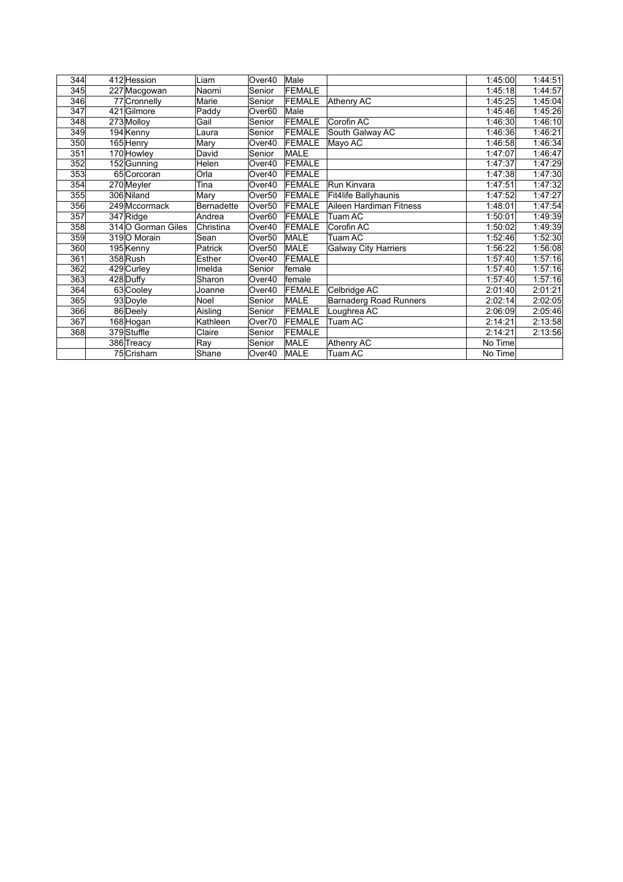| | | | | | | | | |
|---|---|---|---|---|---|---|---|---|
| 344 | 412 | Hession | Liam | Over40 | Male | | 1:45:00 | 1:44:51 |
| 345 | 227 | Macgowan | Naomi | Senior | FEMALE | | 1:45:18 | 1:44:57 |
| 346 | 77 | Cronnelly | Marie | Senior | FEMALE | Athenry AC | 1:45:25 | 1:45:04 |
| 347 | 421 | Gilmore | Paddy | Over60 | Male | | 1:45:46 | 1:45:26 |
| 348 | 273 | Molloy | Gail | Senior | FEMALE | Corofin AC | 1:46:30 | 1:46:10 |
| 349 | 194 | Kenny | Laura | Senior | FEMALE | South Galway AC | 1:46:36 | 1:46:21 |
| 350 | 165 | Henry | Mary | Over40 | FEMALE | Mayo AC | 1:46:58 | 1:46:34 |
| 351 | 170 | Howley | David | Senior | MALE | | 1:47:07 | 1:46:47 |
| 352 | 152 | Gunning | Helen | Over40 | FEMALE | | 1:47:37 | 1:47:29 |
| 353 | 65 | Corcoran | Orla | Over40 | FEMALE | | 1:47:38 | 1:47:30 |
| 354 | 270 | Meyler | Tina | Over40 | FEMALE | Run Kinvara | 1:47:51 | 1:47:32 |
| 355 | 306 | Niland | Mary | Over50 | FEMALE | Fit4life Ballyhaunis | 1:47:52 | 1:47:27 |
| 356 | 249 | Mccormack | Bernadette | Over50 | FEMALE | Aileen Hardiman Fitness | 1:48:01 | 1:47:54 |
| 357 | 347 | Ridge | Andrea | Over60 | FEMALE | Tuam AC | 1:50:01 | 1:49:39 |
| 358 | 314 | O Gorman Giles | Christina | Over40 | FEMALE | Corofin AC | 1:50:02 | 1:49:39 |
| 359 | 319 | O Morain | Sean | Over50 | MALE | Tuam AC | 1:52:46 | 1:52:30 |
| 360 | 195 | Kenny | Patrick | Over50 | MALE | Galway City Harriers | 1:56:22 | 1:56:08 |
| 361 | 358 | Rush | Esther | Over40 | FEMALE | | 1:57:40 | 1:57:16 |
| 362 | 429 | Curley | Imelda | Senior | female | | 1:57:40 | 1:57:16 |
| 363 | 428 | Duffy | Sharon | Over40 | female | | 1:57:40 | 1:57:16 |
| 364 | 63 | Cooley | Joanne | Over40 | FEMALE | Celbridge AC | 2:01:40 | 2:01:21 |
| 365 | 93 | Doyle | Noel | Senior | MALE | Barnaderg Road Runners | 2:02:14 | 2:02:05 |
| 366 | 86 | Deely | Aisling | Senior | FEMALE | Loughrea AC | 2:06:09 | 2:05:46 |
| 367 | 168 | Hogan | Kathleen | Over70 | FEMALE | Tuam AC | 2:14:21 | 2:13:58 |
| 368 | 379 | Stuffle | Claire | Senior | FEMALE | | 2:14:21 | 2:13:56 |
| | 386 | Treacy | Ray | Senior | MALE | Athenry AC | No Time | |
| | 75 | Crisham | Shane | Over40 | MALE | Tuam AC | No Time | |